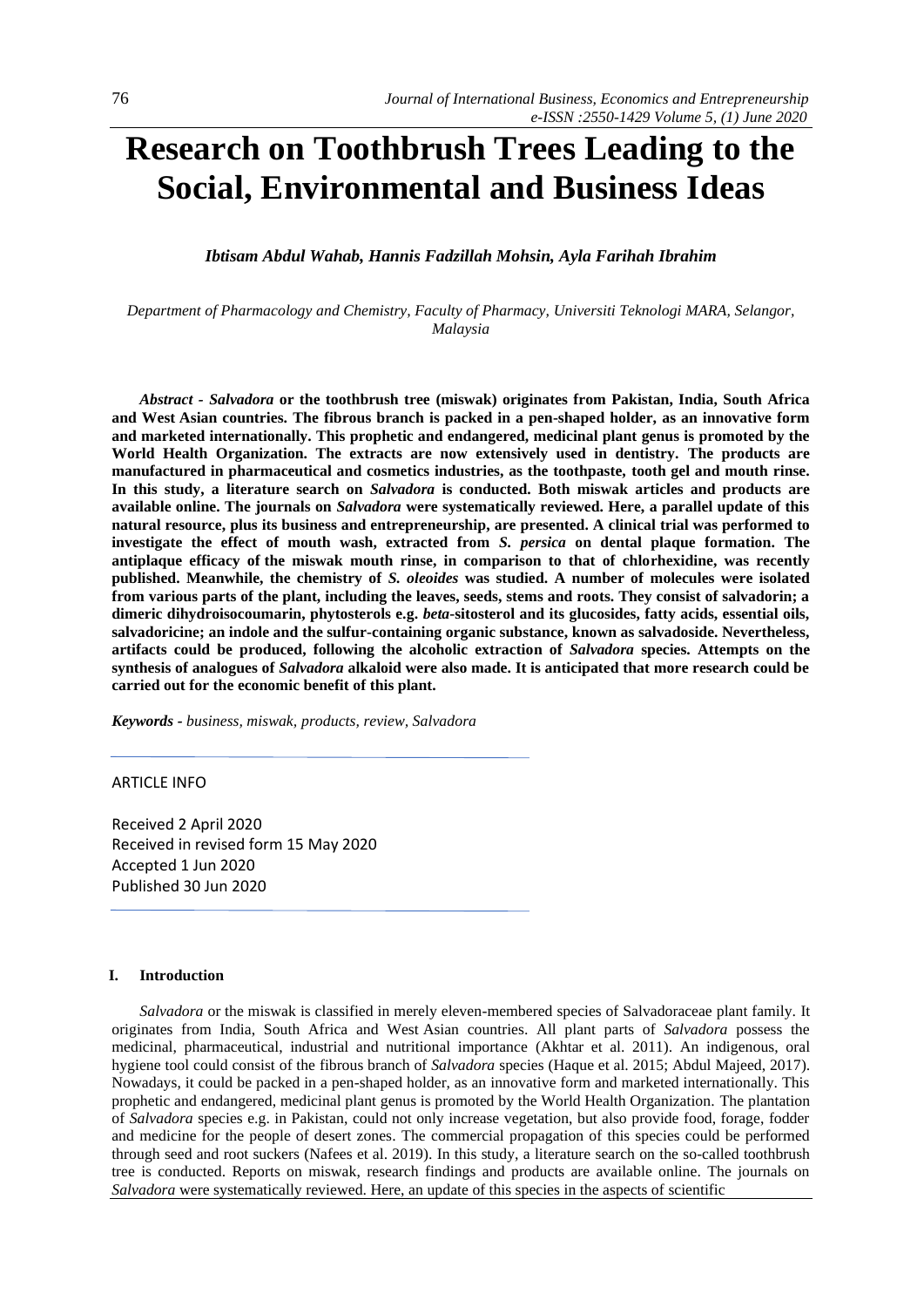# Research on Toothbrush Trees Leading to the Social, Environmental and Business Ideas

*Ibtisam Abdul Wahab, Hannis Fadzillah Mohsin, Ayla Farihah Ibrahim*

*Department of Pharmacology and Chemistry, Faculty of Pharmacy, Universiti Teknologi MARA, Selangor, Malaysia*

***Abstract -*** ***Salvadora*** **or the toothbrush tree (miswak) originates from Pakistan, India, South Africa and West Asian countries. The fibrous branch is packed in a pen-shaped holder, as an innovative form and marketed internationally. This prophetic and endangered, medicinal plant genus is promoted by the World Health Organization. The extracts are now extensively used in dentistry. The products are manufactured in pharmaceutical and cosmetics industries, as the toothpaste, tooth gel and mouth rinse. In this study, a literature search on** ***Salvadora*** **is conducted. Both miswak articles and products are available online. The journals on** ***Salvadora*** **were systematically reviewed. Here, a parallel update of this natural resource, plus its business and entrepreneurship, are presented. A clinical trial was performed to investigate the effect of mouth wash, extracted from** ***S. persica*** **on dental plaque formation. The antiplaque efficacy of the miswak mouth rinse, in comparison to that of chlorhexidine, was recently published. Meanwhile, the chemistry of** ***S. oleoides*** **was studied. A number of molecules were isolated from various parts of the plant, including the leaves, seeds, stems and roots. They consist of salvadorin; a dimeric dihydroisocoumarin, phytosterols e.g.** ***beta*****-sitosterol and its glucosides, fatty acids, essential oils, salvadoricine; an indole and the sulfur-containing organic substance, known as salvadoside. Nevertheless, artifacts could be produced, following the alcoholic extraction of** ***Salvadora*** **species. Attempts on the synthesis of analogues of** ***Salvadora*** **alkaloid were also made. It is anticipated that more research could be carried out for the economic benefit of this plant.**

***Keywords -*** *business, miswak, products, review, Salvadora*

ARTICLE INFO

Received 2 April 2020
Received in revised form 15 May 2020
Accepted 1 Jun 2020
Published 30 Jun 2020

## I. Introduction

*Salvadora* or the miswak is classified in merely eleven-membered species of Salvadoraceae plant family. It originates from India, South Africa and West Asian countries. All plant parts of *Salvadora* possess the medicinal, pharmaceutical, industrial and nutritional importance (Akhtar et al. 2011). An indigenous, oral hygiene tool could consist of the fibrous branch of *Salvadora* species (Haque et al. 2015; Abdul Majeed, 2017). Nowadays, it could be packed in a pen-shaped holder, as an innovative form and marketed internationally. This prophetic and endangered, medicinal plant genus is promoted by the World Health Organization. The plantation of *Salvadora* species e.g. in Pakistan, could not only increase vegetation, but also provide food, forage, fodder and medicine for the people of desert zones. The commercial propagation of this species could be performed through seed and root suckers (Nafees et al. 2019). In this study, a literature search on the so-called toothbrush tree is conducted. Reports on miswak, research findings and products are available online. The journals on *Salvadora* were systematically reviewed. Here, an update of this species in the aspects of scientific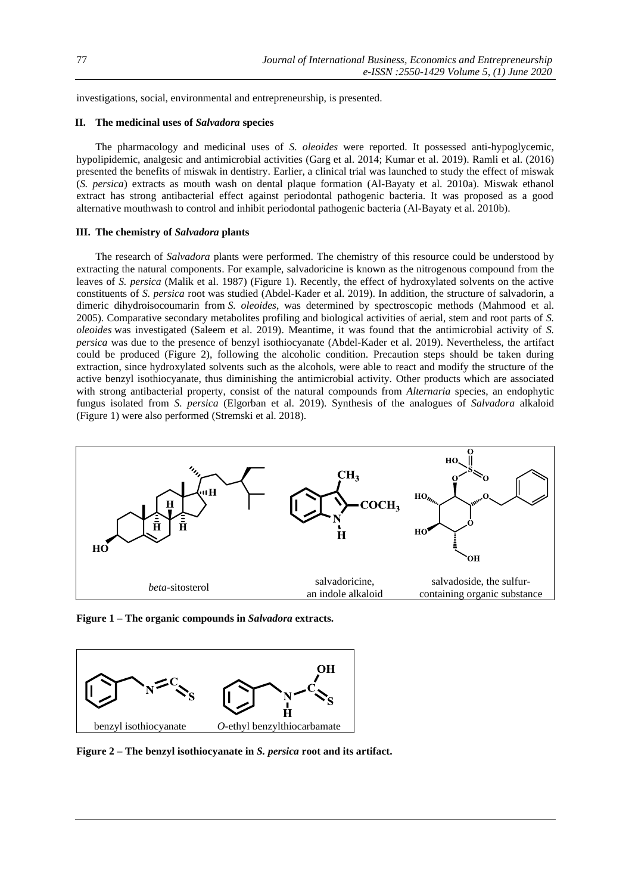investigations, social, environmental and entrepreneurship, is presented.

## II. The medicinal uses of *Salvadora* species

The pharmacology and medicinal uses of *S. oleoides* were reported. It possessed anti-hypoglycemic, hypolipidemic, analgesic and antimicrobial activities (Garg et al. 2014; Kumar et al. 2019). Ramli et al. (2016) presented the benefits of miswak in dentistry. Earlier, a clinical trial was launched to study the effect of miswak (*S. persica*) extracts as mouth wash on dental plaque formation (Al-Bayaty et al. 2010a). Miswak ethanol extract has strong antibacterial effect against periodontal pathogenic bacteria. It was proposed as a good alternative mouthwash to control and inhibit periodontal pathogenic bacteria (Al-Bayaty et al. 2010b).

## III. The chemistry of *Salvadora* plants

The research of *Salvadora* plants were performed. The chemistry of this resource could be understood by extracting the natural components. For example, salvadoricine is known as the nitrogenous compound from the leaves of *S. persica* (Malik et al. 1987) (Figure 1). Recently, the effect of hydroxylated solvents on the active constituents of *S. persica* root was studied (Abdel-Kader et al. 2019). In addition, the structure of salvadorin, a dimeric dihydroisocoumarin from *S. oleoides*, was determined by spectroscopic methods (Mahmood et al. 2005). Comparative secondary metabolites profiling and biological activities of aerial, stem and root parts of *S. oleoides* was investigated (Saleem et al. 2019). Meantime, it was found that the antimicrobial activity of *S. persica* was due to the presence of benzyl isothiocyanate (Abdel-Kader et al. 2019). Nevertheless, the artifact could be produced (Figure 2), following the alcoholic condition. Precaution steps should be taken during extraction, since hydroxylated solvents such as the alcohols, were able to react and modify the structure of the active benzyl isothiocyanate, thus diminishing the antimicrobial activity. Other products which are associated with strong antibacterial property, consist of the natural compounds from *Alternaria* species, an endophytic fungus isolated from *S. persica* (Elgorban et al. 2019). Synthesis of the analogues of *Salvadora* alkaloid (Figure 1) were also performed (Stremski et al. 2018).

*beta*-sitosterol | salvadoricine, an indole alkaloid | salvadoside, the sulfur-containing organic substance

**Figure 1 – The organic compounds in *Salvadora* extracts.**

benzyl isothiocyanate | *O*-ethyl benzylthiocarbamate

**Figure 2 – The benzyl isothiocyanate in *S. persica* root and its artifact.**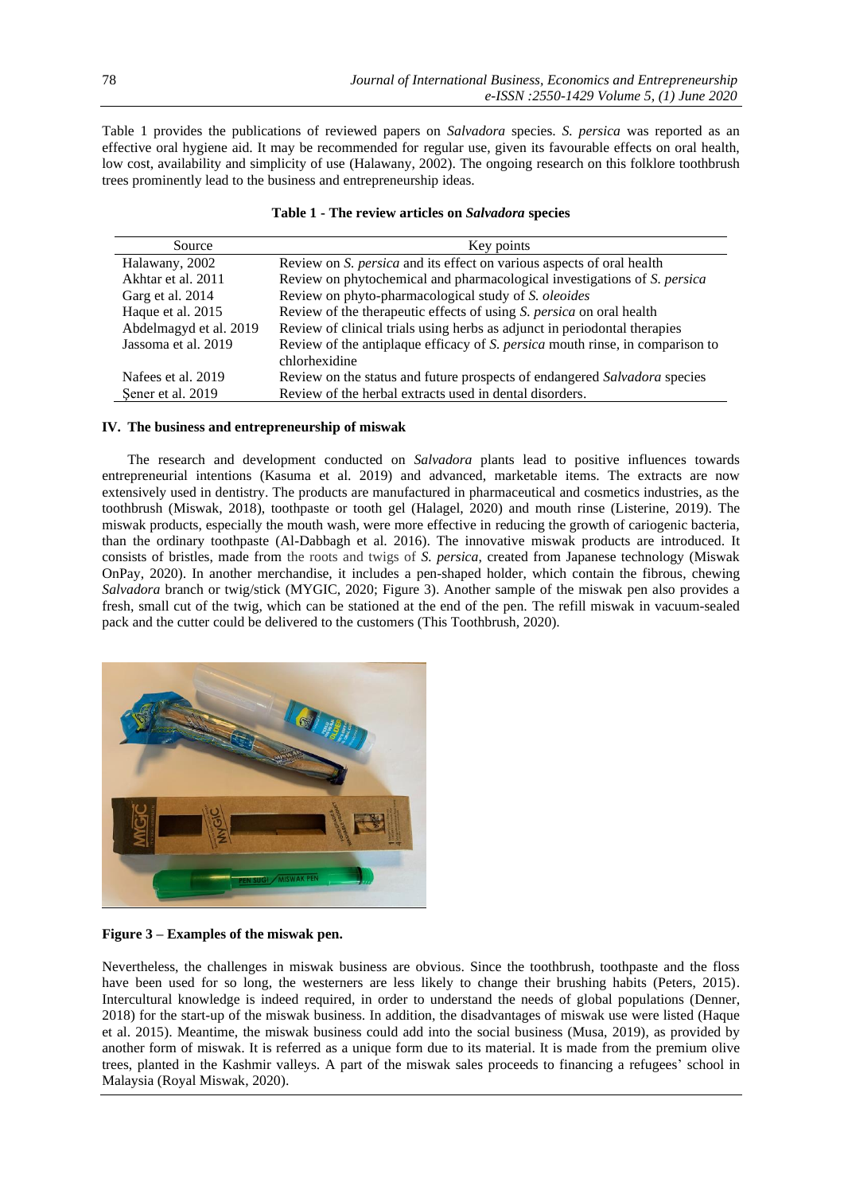Table 1 provides the publications of reviewed papers on *Salvadora* species. *S. persica* was reported as an effective oral hygiene aid. It may be recommended for regular use, given its favourable effects on oral health, low cost, availability and simplicity of use (Halawany, 2002). The ongoing research on this folklore toothbrush trees prominently lead to the business and entrepreneurship ideas.

**Table 1 - The review articles on *Salvadora* species**

| Source | Key points |
|---|---|
| Halawany, 2002 | Review on *S. persica* and its effect on various aspects of oral health |
| Akhtar et al. 2011 | Review on phytochemical and pharmacological investigations of *S. persica* |
| Garg et al. 2014 | Review on phyto-pharmacological study of *S. oleoides* |
| Haque et al. 2015 | Review of the therapeutic effects of using *S. persica* on oral health |
| Abdelmagyd et al. 2019 | Review of clinical trials using herbs as adjunct in periodontal therapies |
| Jassoma et al. 2019 | Review of the antiplaque efficacy of *S. persica* mouth rinse, in comparison to chlorhexidine |
| Nafees et al. 2019 | Review on the status and future prospects of endangered *Salvadora* species |
| Şener et al. 2019 | Review of the herbal extracts used in dental disorders. |

### IV. The business and entrepreneurship of miswak

The research and development conducted on *Salvadora* plants lead to positive influences towards entrepreneurial intentions (Kasuma et al. 2019) and advanced, marketable items. The extracts are now extensively used in dentistry. The products are manufactured in pharmaceutical and cosmetics industries, as the toothbrush (Miswak, 2018), toothpaste or tooth gel (Halagel, 2020) and mouth rinse (Listerine, 2019). The miswak products, especially the mouth wash, were more effective in reducing the growth of cariogenic bacteria, than the ordinary toothpaste (Al-Dabbagh et al. 2016). The innovative miswak products are introduced. It consists of bristles, made from the roots and twigs of *S. persica*, created from Japanese technology (Miswak OnPay, 2020). In another merchandise, it includes a pen-shaped holder, which contain the fibrous, chewing *Salvadora* branch or twig/stick (MYGIC, 2020; Figure 3). Another sample of the miswak pen also provides a fresh, small cut of the twig, which can be stationed at the end of the pen. The refill miswak in vacuum-sealed pack and the cutter could be delivered to the customers (This Toothbrush, 2020).

**Figure 3 – Examples of the miswak pen.**

Nevertheless, the challenges in miswak business are obvious. Since the toothbrush, toothpaste and the floss have been used for so long, the westerners are less likely to change their brushing habits (Peters, 2015). Intercultural knowledge is indeed required, in order to understand the needs of global populations (Denner, 2018) for the start-up of the miswak business. In addition, the disadvantages of miswak use were listed (Haque et al. 2015). Meantime, the miswak business could add into the social business (Musa, 2019), as provided by another form of miswak. It is referred as a unique form due to its material. It is made from the premium olive trees, planted in the Kashmir valleys. A part of the miswak sales proceeds to financing a refugees' school in Malaysia (Royal Miswak, 2020).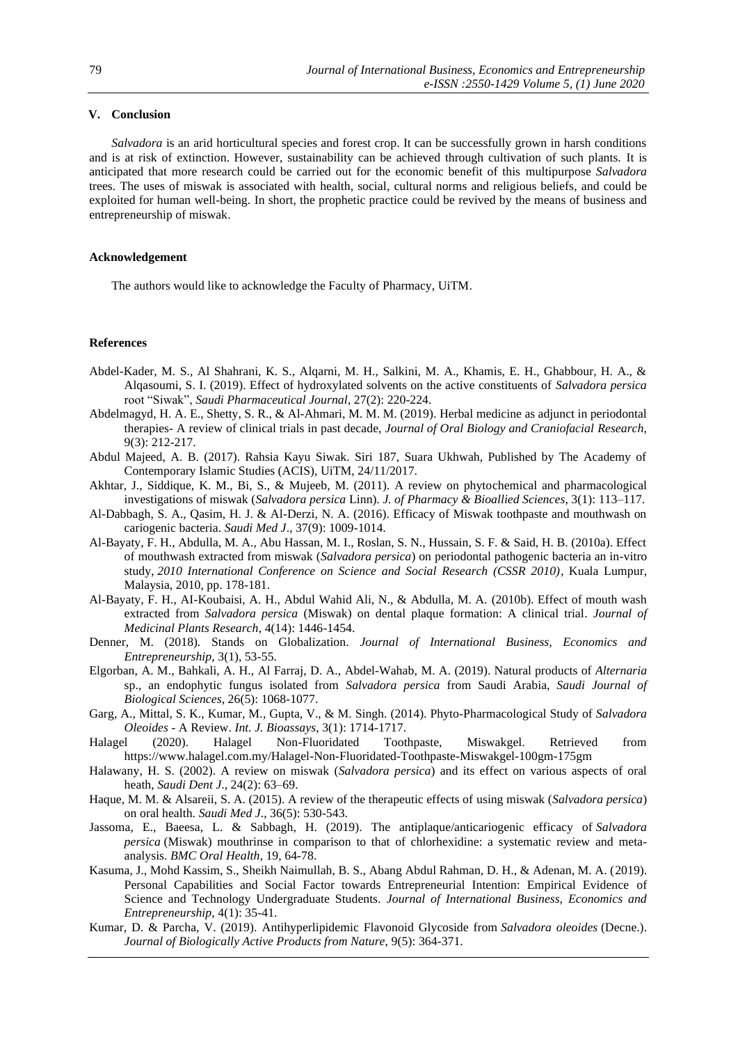## V. Conclusion

*Salvadora* is an arid horticultural species and forest crop. It can be successfully grown in harsh conditions and is at risk of extinction. However, sustainability can be achieved through cultivation of such plants. It is anticipated that more research could be carried out for the economic benefit of this multipurpose *Salvadora* trees. The uses of miswak is associated with health, social, cultural norms and religious beliefs, and could be exploited for human well-being. In short, the prophetic practice could be revived by the means of business and entrepreneurship of miswak.

### Acknowledgement

The authors would like to acknowledge the Faculty of Pharmacy, UiTM.

### References

Abdel-Kader, M. S., Al Shahrani, K. S., Alqarni, M. H., Salkini, M. A., Khamis, E. H., Ghabbour, H. A., & Alqasoumi, S. I. (2019). Effect of hydroxylated solvents on the active constituents of *Salvadora persica* root "Siwak", *Saudi Pharmaceutical Journal*, 27(2): 220-224.

Abdelmagyd, H. A. E., Shetty, S. R., & Al-Ahmari, M. M. M. (2019). Herbal medicine as adjunct in periodontal therapies- A review of clinical trials in past decade, *Journal of Oral Biology and Craniofacial Research*, 9(3): 212-217.

Abdul Majeed, A. B. (2017). Rahsia Kayu Siwak. Siri 187, Suara Ukhwah, Published by The Academy of Contemporary Islamic Studies (ACIS), UiTM, 24/11/2017.

Akhtar, J., Siddique, K. M., Bi, S., & Mujeeb, M. (2011). A review on phytochemical and pharmacological investigations of miswak (*Salvadora persica* Linn). *J. of Pharmacy & Bioallied Sciences*, 3(1): 113–117.

Al-Dabbagh, S. A., Qasim, H. J. & Al-Derzi, N. A. (2016). Efficacy of Miswak toothpaste and mouthwash on cariogenic bacteria. *Saudi Med J*., 37(9): 1009-1014.

Al-Bayaty, F. H., Abdulla, M. A., Abu Hassan, M. I., Roslan, S. N., Hussain, S. F. & Said, H. B. (2010a). Effect of mouthwash extracted from miswak (*Salvadora persica*) on periodontal pathogenic bacteria an in-vitro study, *2010 International Conference on Science and Social Research (CSSR 2010)*, Kuala Lumpur, Malaysia, 2010, pp. 178-181.

Al-Bayaty, F. H., AI-Koubaisi, A. H., Abdul Wahid Ali, N., & Abdulla, M. A. (2010b). Effect of mouth wash extracted from *Salvadora persica* (Miswak) on dental plaque formation: A clinical trial. *Journal of Medicinal Plants Research*, 4(14): 1446-1454.

Denner, M. (2018). Stands on Globalization. *Journal of International Business, Economics and Entrepreneurship*, 3(1), 53-55.

Elgorban, A. M., Bahkali, A. H., Al Farraj, D. A., Abdel-Wahab, M. A. (2019). Natural products of *Alternaria* sp., an endophytic fungus isolated from *Salvadora persica* from Saudi Arabia, *Saudi Journal of Biological Sciences*, 26(5): 1068-1077.

Garg, A., Mittal, S. K., Kumar, M., Gupta, V., & M. Singh. (2014). Phyto-Pharmacological Study of *Salvadora Oleoides* - A Review. *Int. J. Bioassays*, 3(1): 1714-1717.

Halagel (2020). Halagel Non-Fluoridated Toothpaste, Miswakgel. Retrieved from https://www.halagel.com.my/Halagel-Non-Fluoridated-Toothpaste-Miswakgel-100gm-175gm

Halawany, H. S. (2002). A review on miswak (*Salvadora persica*) and its effect on various aspects of oral heath, *Saudi Dent J*., 24(2): 63–69.

Haque, M. M. & Alsareii, S. A. (2015). A review of the therapeutic effects of using miswak (*Salvadora persica*) on oral health. *Saudi Med J*., 36(5): 530-543.

Jassoma, E., Baeesa, L. & Sabbagh, H. (2019). The antiplaque/anticariogenic efficacy of *Salvadora persica* (Miswak) mouthrinse in comparison to that of chlorhexidine: a systematic review and meta-analysis. *BMC Oral Health*, 19, 64-78.

Kasuma, J., Mohd Kassim, S., Sheikh Naimullah, B. S., Abang Abdul Rahman, D. H., & Adenan, M. A. (2019). Personal Capabilities and Social Factor towards Entrepreneurial Intention: Empirical Evidence of Science and Technology Undergraduate Students. *Journal of International Business, Economics and Entrepreneurship*, 4(1): 35-41.

Kumar, D. & Parcha, V. (2019). Antihyperlipidemic Flavonoid Glycoside from *Salvadora oleoides* (Decne.). *Journal of Biologically Active Products from Nature*, 9(5): 364-371.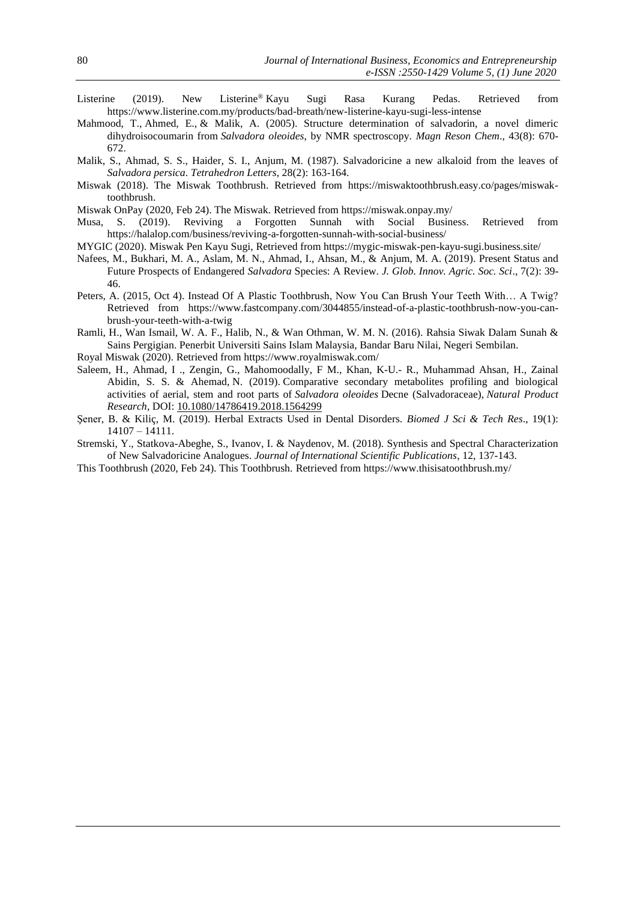Listerine (2019). New Listerine® Kayu Sugi Rasa Kurang Pedas. Retrieved from https://www.listerine.com.my/products/bad-breath/new-listerine-kayu-sugi-less-intense

Mahmood, T., Ahmed, E., & Malik, A. (2005). Structure determination of salvadorin, a novel dimeric dihydroisocoumarin from *Salvadora oleoides*, by NMR spectroscopy. *Magn Reson Chem*., 43(8): 670-672.

Malik, S., Ahmad, S. S., Haider, S. I., Anjum, M. (1987). Salvadoricine a new alkaloid from the leaves of *Salvadora persica*. *Tetrahedron Letters*, 28(2): 163-164.

Miswak (2018). The Miswak Toothbrush. Retrieved from https://miswaktoothbrush.easy.co/pages/miswak-toothbrush.

Miswak OnPay (2020, Feb 24). The Miswak. Retrieved from https://miswak.onpay.my/

Musa, S. (2019). Reviving a Forgotten Sunnah with Social Business. Retrieved from https://halalop.com/business/reviving-a-forgotten-sunnah-with-social-business/

MYGIC (2020). Miswak Pen Kayu Sugi, Retrieved from https://mygic-miswak-pen-kayu-sugi.business.site/

Nafees, M., Bukhari, M. A., Aslam, M. N., Ahmad, I., Ahsan, M., & Anjum, M. A. (2019). Present Status and Future Prospects of Endangered *Salvadora* Species: A Review. *J. Glob. Innov. Agric. Soc. Sci*., 7(2): 39-46.

Peters, A. (2015, Oct 4). Instead Of A Plastic Toothbrush, Now You Can Brush Your Teeth With… A Twig? Retrieved from https://www.fastcompany.com/3044855/instead-of-a-plastic-toothbrush-now-you-can-brush-your-teeth-with-a-twig

Ramli, H., Wan Ismail, W. A. F., Halib, N., & Wan Othman, W. M. N. (2016). Rahsia Siwak Dalam Sunah & Sains Pergigian. Penerbit Universiti Sains Islam Malaysia, Bandar Baru Nilai, Negeri Sembilan.

Royal Miswak (2020). Retrieved from https://www.royalmiswak.com/

Saleem, H., Ahmad, I ., Zengin, G., Mahomoodally, F M., Khan, K-U.- R., Muhammad Ahsan, H., Zainal Abidin, S. S. & Ahemad, N. (2019). Comparative secondary metabolites profiling and biological activities of aerial, stem and root parts of *Salvadora oleoides* Decne (Salvadoraceae), *Natural Product Research*, DOI: 10.1080/14786419.2018.1564299

Şener, B. & Kiliç, M. (2019). Herbal Extracts Used in Dental Disorders. *Biomed J Sci & Tech Res*., 19(1): 14107 – 14111.

Stremski, Y., Statkova-Abeghe, S., Ivanov, I. & Naydenov, M. (2018). Synthesis and Spectral Characterization of New Salvadoricine Analogues. *Journal of International Scientific Publications*, 12, 137-143.

This Toothbrush (2020, Feb 24). This Toothbrush. Retrieved from https://www.thisisatoothbrush.my/